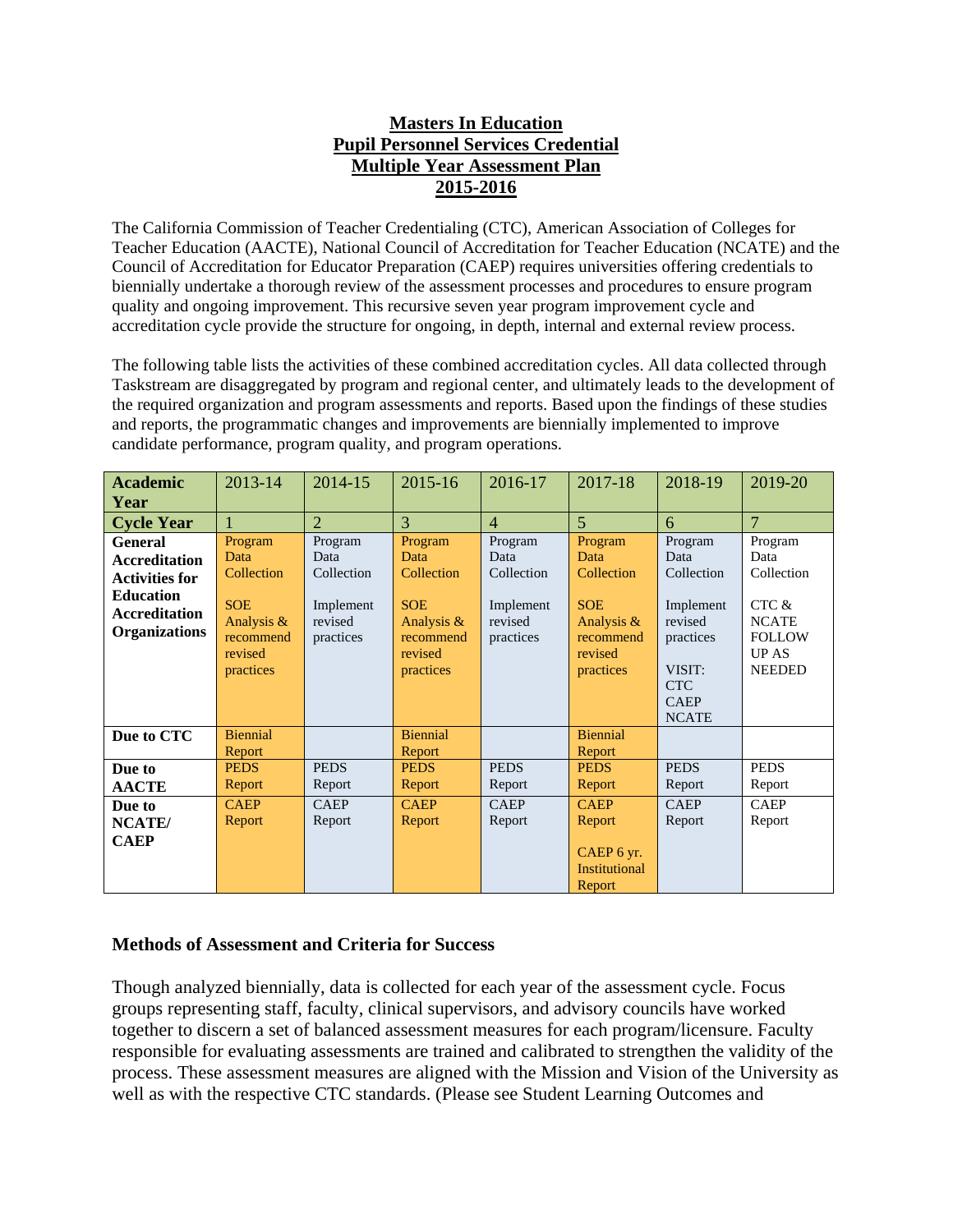**Masters In Education**
**Pupil Personnel Services Credential**
**Multiple Year Assessment Plan**
**2015-2016**

The California Commission of Teacher Credentialing (CTC), American Association of Colleges for Teacher Education (AACTE), National Council of Accreditation for Teacher Education (NCATE) and the Council of Accreditation for Educator Preparation (CAEP) requires universities offering credentials to biennially undertake a thorough review of the assessment processes and procedures to ensure program quality and ongoing improvement. This recursive seven year program improvement cycle and accreditation cycle provide the structure for ongoing, in depth, internal and external review process.

The following table lists the activities of these combined accreditation cycles. All data collected through Taskstream are disaggregated by program and regional center, and ultimately leads to the development of the required organization and program assessments and reports. Based upon the findings of these studies and reports, the programmatic changes and improvements are biennially implemented to improve candidate performance, program quality, and program operations.

| **Academic Year** | 2013-14 | 2014-15 | 2015-16 | 2016-17 | 2017-18 | 2018-19 | 2019-20 |
|---|---|---|---|---|---|---|---|
| **Cycle Year** | 1 | 2 | 3 | 4 | 5 | 6 | 7 |
| **General Accreditation Activities for Education Accreditation Organizations** | Program Data Collection<br><br>SOE Analysis & recommend revised practices | Program Data Collection<br><br>Implement revised practices | Program Data Collection<br><br>SOE Analysis & recommend revised practices | Program Data Collection<br><br>Implement revised practices | Program Data Collection<br><br>SOE Analysis & recommend revised practices | Program Data Collection<br><br>Implement revised practices<br><br>VISIT: CTC CAEP NCATE | Program Data Collection<br><br>CTC & NCATE FOLLOW UP AS NEEDED |
| **Due to CTC** | Biennial Report | | Biennial Report | | Biennial Report | | |
| **Due to AACTE** | PEDS Report | PEDS Report | PEDS Report | PEDS Report | PEDS Report | PEDS Report | PEDS Report |
| **Due to NCATE/ CAEP** | CAEP Report | CAEP Report | CAEP Report | CAEP Report | CAEP Report<br><br>CAEP 6 yr. Institutional Report | CAEP Report | CAEP Report |

### Methods of Assessment and Criteria for Success

Though analyzed biennially, data is collected for each year of the assessment cycle. Focus groups representing staff, faculty, clinical supervisors, and advisory councils have worked together to discern a set of balanced assessment measures for each program/licensure. Faculty responsible for evaluating assessments are trained and calibrated to strengthen the validity of the process. These assessment measures are aligned with the Mission and Vision of the University as well as with the respective CTC standards. (Please see Student Learning Outcomes and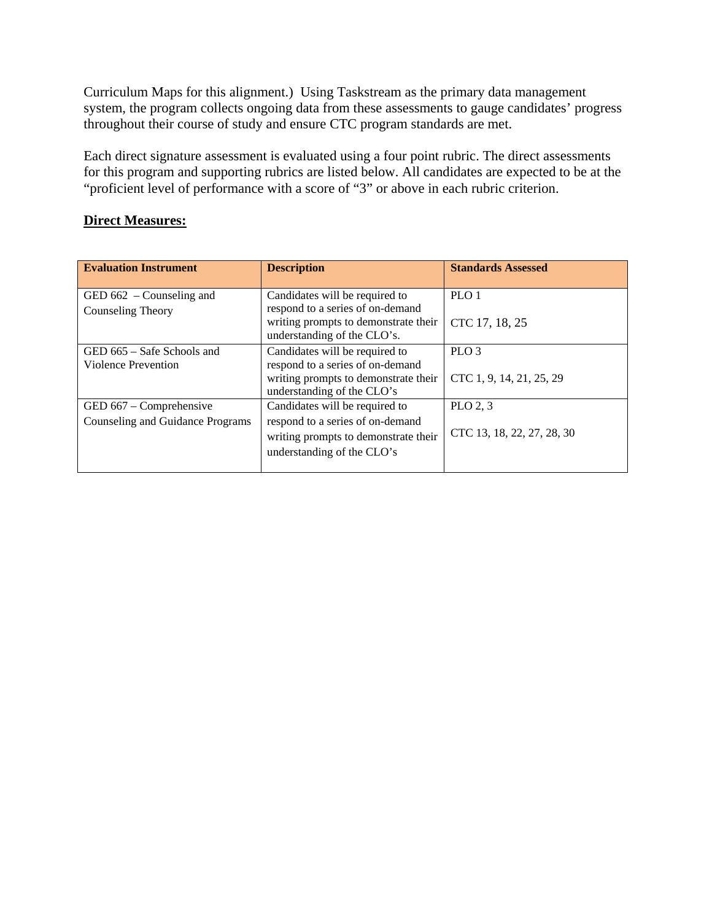Curriculum Maps for this alignment.) Using Taskstream as the primary data management system, the program collects ongoing data from these assessments to gauge candidates' progress throughout their course of study and ensure CTC program standards are met.

Each direct signature assessment is evaluated using a four point rubric. The direct assessments for this program and supporting rubrics are listed below. All candidates are expected to be at the "proficient level of performance with a score of "3" or above in each rubric criterion.

**Direct Measures:**

| Evaluation Instrument | Description | Standards Assessed |
|---|---|---|
| GED 662 – Counseling and Counseling Theory | Candidates will be required to respond to a series of on-demand writing prompts to demonstrate their understanding of the CLO's. | PLO 1<br><br>CTC 17, 18, 25 |
| GED 665 – Safe Schools and Violence Prevention | Candidates will be required to respond to a series of on-demand writing prompts to demonstrate their understanding of the CLO's | PLO 3<br><br>CTC 1, 9, 14, 21, 25, 29 |
| GED 667 – Comprehensive Counseling and Guidance Programs | Candidates will be required to respond to a series of on-demand writing prompts to demonstrate their understanding of the CLO's | PLO 2, 3<br><br>CTC 13, 18, 22, 27, 28, 30 |